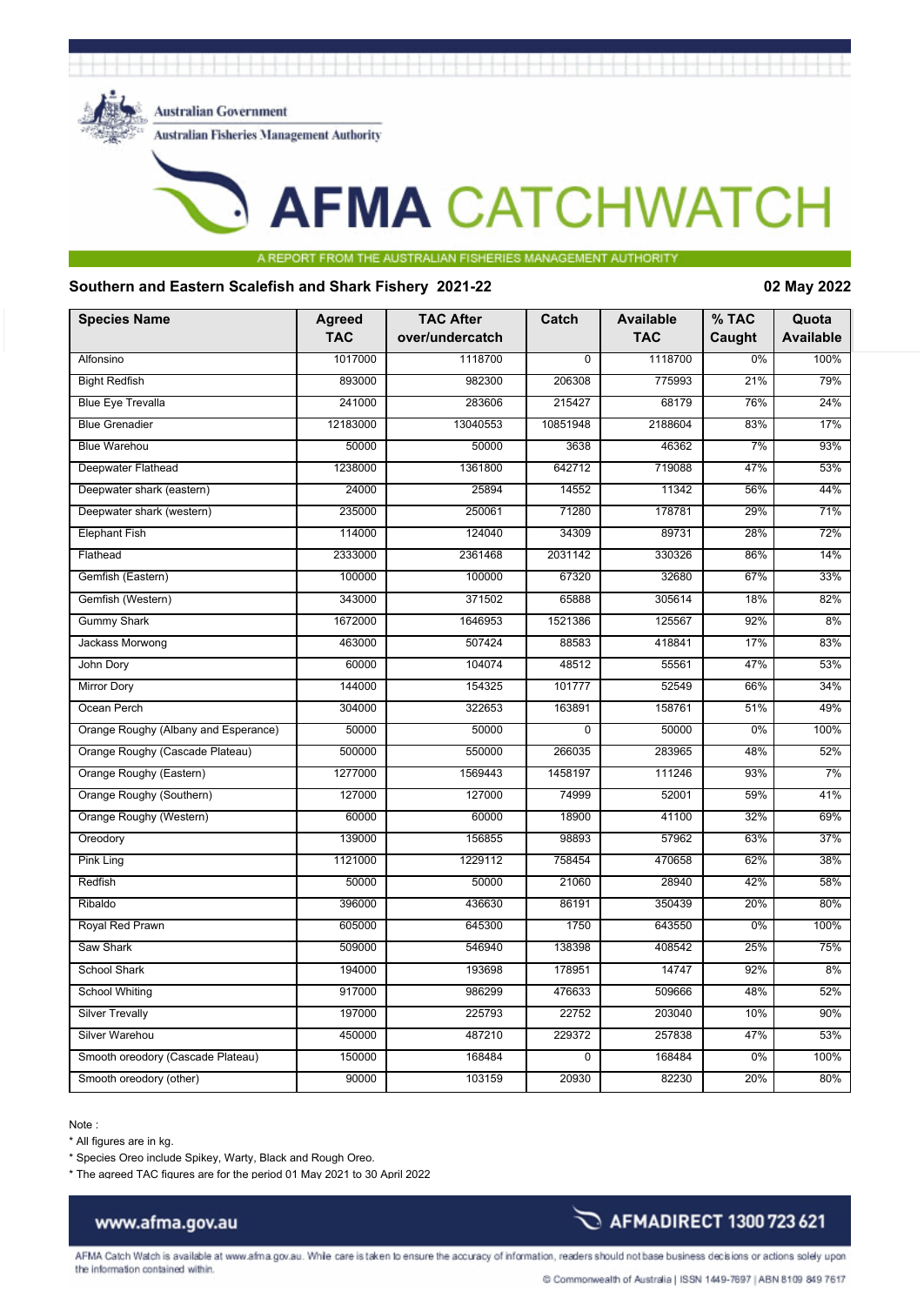Australian Government
Australian Fisheries Management Authority

# AFMA CATCHWATCH

A REPORT FROM THE AUSTRALIAN FISHERIES MANAGEMENT AUTHORITY

## Southern and Eastern Scalefish and Shark Fishery 2021-22

02 May 2022

| Species Name | Agreed TAC | TAC After over/undercatch | Catch | Available TAC | % TAC Caught | Quota Available |
|---|---|---|---|---|---|---|
| Alfonsino | 1017000 | 1118700 | 0 | 1118700 | 0% | 100% |
| Bight Redfish | 893000 | 982300 | 206308 | 775993 | 21% | 79% |
| Blue Eye Trevalla | 241000 | 283606 | 215427 | 68179 | 76% | 24% |
| Blue Grenadier | 12183000 | 13040553 | 10851948 | 2188604 | 83% | 17% |
| Blue Warehou | 50000 | 50000 | 3638 | 46362 | 7% | 93% |
| Deepwater Flathead | 1238000 | 1361800 | 642712 | 719088 | 47% | 53% |
| Deepwater shark (eastern) | 24000 | 25894 | 14552 | 11342 | 56% | 44% |
| Deepwater shark (western) | 235000 | 250061 | 71280 | 178781 | 29% | 71% |
| Elephant Fish | 114000 | 124040 | 34309 | 89731 | 28% | 72% |
| Flathead | 2333000 | 2361468 | 2031142 | 330326 | 86% | 14% |
| Gemfish (Eastern) | 100000 | 100000 | 67320 | 32680 | 67% | 33% |
| Gemfish (Western) | 343000 | 371502 | 65888 | 305614 | 18% | 82% |
| Gummy Shark | 1672000 | 1646953 | 1521386 | 125567 | 92% | 8% |
| Jackass Morwong | 463000 | 507424 | 88583 | 418841 | 17% | 83% |
| John Dory | 60000 | 104074 | 48512 | 55561 | 47% | 53% |
| Mirror Dory | 144000 | 154325 | 101777 | 52549 | 66% | 34% |
| Ocean Perch | 304000 | 322653 | 163891 | 158761 | 51% | 49% |
| Orange Roughy (Albany and Esperance) | 50000 | 50000 | 0 | 50000 | 0% | 100% |
| Orange Roughy (Cascade Plateau) | 500000 | 550000 | 266035 | 283965 | 48% | 52% |
| Orange Roughy (Eastern) | 1277000 | 1569443 | 1458197 | 111246 | 93% | 7% |
| Orange Roughy (Southern) | 127000 | 127000 | 74999 | 52001 | 59% | 41% |
| Orange Roughy (Western) | 60000 | 60000 | 18900 | 41100 | 32% | 69% |
| Oreodory | 139000 | 156855 | 98893 | 57962 | 63% | 37% |
| Pink Ling | 1121000 | 1229112 | 758454 | 470658 | 62% | 38% |
| Redfish | 50000 | 50000 | 21060 | 28940 | 42% | 58% |
| Ribaldo | 396000 | 436630 | 86191 | 350439 | 20% | 80% |
| Royal Red Prawn | 605000 | 645300 | 1750 | 643550 | 0% | 100% |
| Saw Shark | 509000 | 546940 | 138398 | 408542 | 25% | 75% |
| School Shark | 194000 | 193698 | 178951 | 14747 | 92% | 8% |
| School Whiting | 917000 | 986299 | 476633 | 509666 | 48% | 52% |
| Silver Trevally | 197000 | 225793 | 22752 | 203040 | 10% | 90% |
| Silver Warehou | 450000 | 487210 | 229372 | 257838 | 47% | 53% |
| Smooth oreodory (Cascade Plateau) | 150000 | 168484 | 0 | 168484 | 0% | 100% |
| Smooth oreodory (other) | 90000 | 103159 | 20930 | 82230 | 20% | 80% |

Note :

* All figures are in kg.
* Species Oreo include Spikey, Warty, Black and Rough Oreo.
* The agreed TAC figures are for the period 01 May 2021 to 30 April 2022

www.afma.gov.au

AFMADIRECT 1300 723 621

AFMA Catch Watch is available at www.afma.gov.au. While care is taken to ensure the accuracy of information, readers should not base business decisions or actions solely upon the information contained within.

© Commonwealth of Australia | ISSN 1449-7697 | ABN 8109 849 7617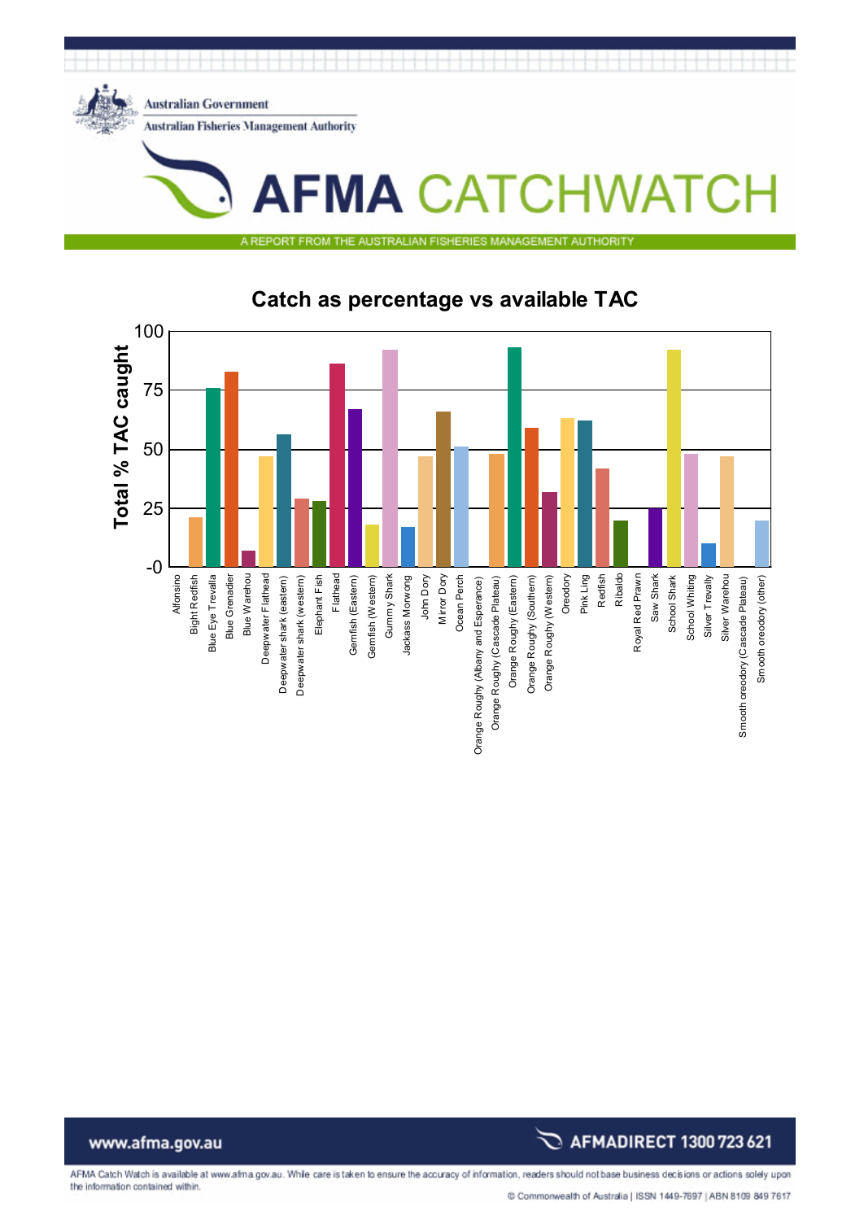Australian Government

Australian Fisheries Management Authority

# AFMA CATCHWATCH

A REPORT FROM THE AUSTRALIAN FISHERIES MANAGEMENT AUTHORITY

## Catch as percentage vs available TAC

Total % TAC caught

100
75
50
25
-0

Alfonsino
Bight Redfish
Blue Eye Trevalla
Blue Grenadier
Blue Warehou
Deepwater Flathead
Deepwater shark (eastern)
Deepwater shark (western)
Elephant Fish
Flathead
Gemfish (Eastern)
Gemfish (Western)
Gummy Shark
Jackass Morwong
John Dory
Mirror Dory
Ocean Perch
Orange Roughy (Albany and Esperance)
Orange Roughy (Cascade Plateau)
Orange Roughy (Eastern)
Orange Roughy (Southern)
Orange Roughy (Western)
Oreodory
Pink Ling
Redfish
Ribaldo
Royal Red Prawn
Saw Shark
School Shark
School Whiting
Silver Trevally
Silver Warehou
Smooth oreodory (Cascade Plateau)
Smooth oreodory (other)

www.afma.gov.au

AFMADIRECT 1300 723 621

AFMA Catch Watch is available at www.afma.gov.au. While care is taken to ensure the accuracy of information, readers should not base business decisions or actions solely upon the information contained within.

© Commonwealth of Australia | ISSN 1449-7697 | ABN 8109 849 7617